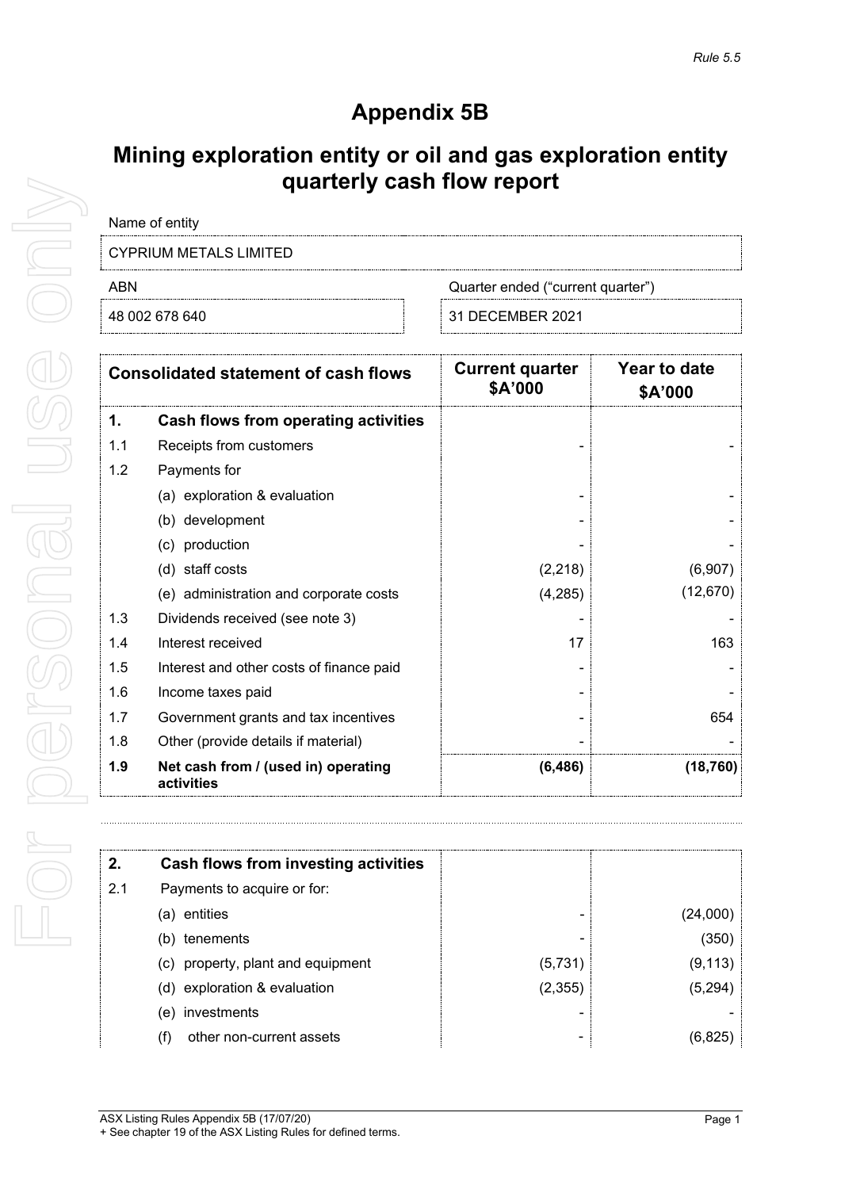*Rule 5.5*

# Appendix 5B

## Mining exploration entity or oil and gas exploration entity quarterly cash flow report

| Name of entity | |
|---|---|
| CYPRIUM METALS LIMITED | |

| ABN | Quarter ended ("current quarter") |
|---|---|
| 48 002 678 640 | 31 DECEMBER 2021 |

| | Consolidated statement of cash flows | Current quarter $A'000 | Year to date $A'000 |
|---|---|---|---|
| **1.** | **Cash flows from operating activities** | | |
| 1.1 | Receipts from customers | - | - |
| 1.2 | Payments for | | |
| | (a) exploration & evaluation | - | - |
| | (b) development | - | - |
| | (c) production | - | - |
| | (d) staff costs | (2,218) | (6,907) |
| | (e) administration and corporate costs | (4,285) | (12,670) |
| 1.3 | Dividends received (see note 3) | - | - |
| 1.4 | Interest received | 17 | 163 |
| 1.5 | Interest and other costs of finance paid | - | - |
| 1.6 | Income taxes paid | - | - |
| 1.7 | Government grants and tax incentives | - | 654 |
| 1.8 | Other (provide details if material) | - | - |
| **1.9** | **Net cash from / (used in) operating activities** | **(6,486)** | **(18,760)** |

| | | | |
|---|---|---|---|
| **2.** | **Cash flows from investing activities** | | |
| 2.1 | Payments to acquire or for: | | |
| | (a) entities | - | (24,000) |
| | (b) tenements | - | (350) |
| | (c) property, plant and equipment | (5,731) | (9,113) |
| | (d) exploration & evaluation | (2,355) | (5,294) |
| | (e) investments | - | - |
| | (f) other non-current assets | - | (6,825) |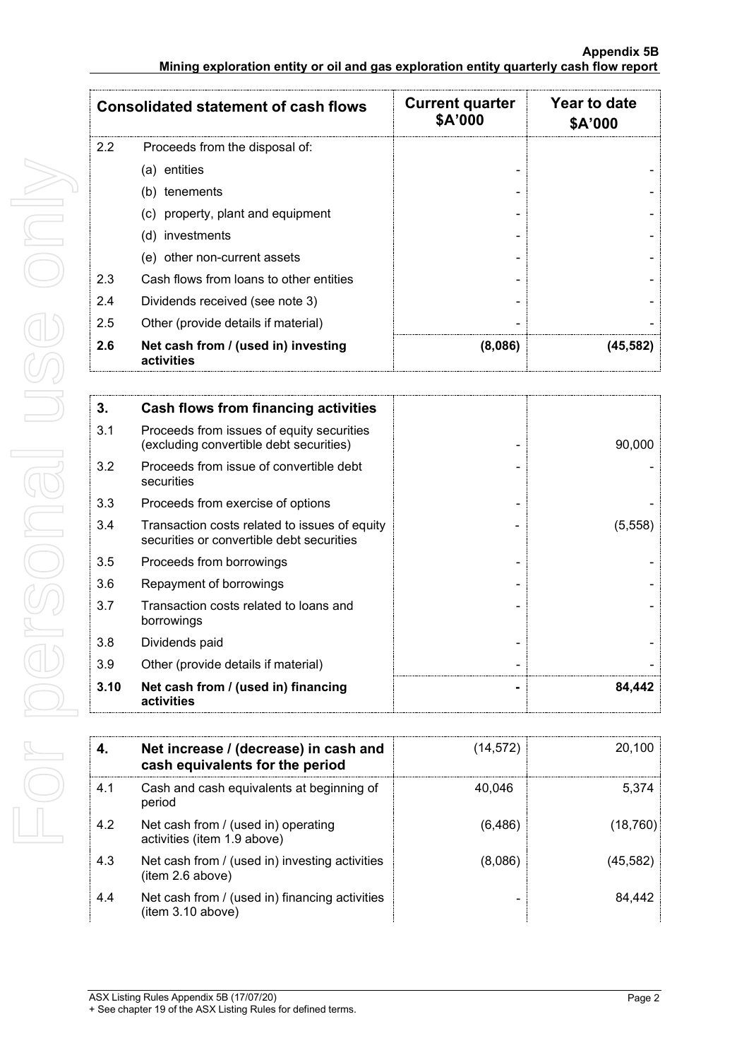| Consolidated statement of cash flows | | Current quarter $A'000 | Year to date $A'000 |
|---|---|---|---|
| 2.2 | Proceeds from the disposal of: | | |
| | (a) entities | - | - |
| | (b) tenements | - | - |
| | (c) property, plant and equipment | - | - |
| | (d) investments | - | - |
| | (e) other non-current assets | - | - |
| 2.3 | Cash flows from loans to other entities | - | - |
| 2.4 | Dividends received (see note 3) | - | - |
| 2.5 | Other (provide details if material) | - | - |
| **2.6** | **Net cash from / (used in) investing activities** | **(8,086)** | **(45,582)** |

| 3. | Cash flows from financing activities | | |
|---|---|---|---|
| 3.1 | Proceeds from issues of equity securities (excluding convertible debt securities) | - | 90,000 |
| 3.2 | Proceeds from issue of convertible debt securities | - | - |
| 3.3 | Proceeds from exercise of options | - | - |
| 3.4 | Transaction costs related to issues of equity securities or convertible debt securities | - | (5,558) |
| 3.5 | Proceeds from borrowings | - | - |
| 3.6 | Repayment of borrowings | - | - |
| 3.7 | Transaction costs related to loans and borrowings | - | - |
| 3.8 | Dividends paid | - | - |
| 3.9 | Other (provide details if material) | - | - |
| **3.10** | **Net cash from / (used in) financing activities** | **-** | **84,442** |

| 4. | Net increase / (decrease) in cash and cash equivalents for the period | (14,572) | 20,100 |
|---|---|---|---|
| 4.1 | Cash and cash equivalents at beginning of period | 40,046 | 5,374 |
| 4.2 | Net cash from / (used in) operating activities (item 1.9 above) | (6,486) | (18,760) |
| 4.3 | Net cash from / (used in) investing activities (item 2.6 above) | (8,086) | (45,582) |
| 4.4 | Net cash from / (used in) financing activities (item 3.10 above) | - | 84,442 |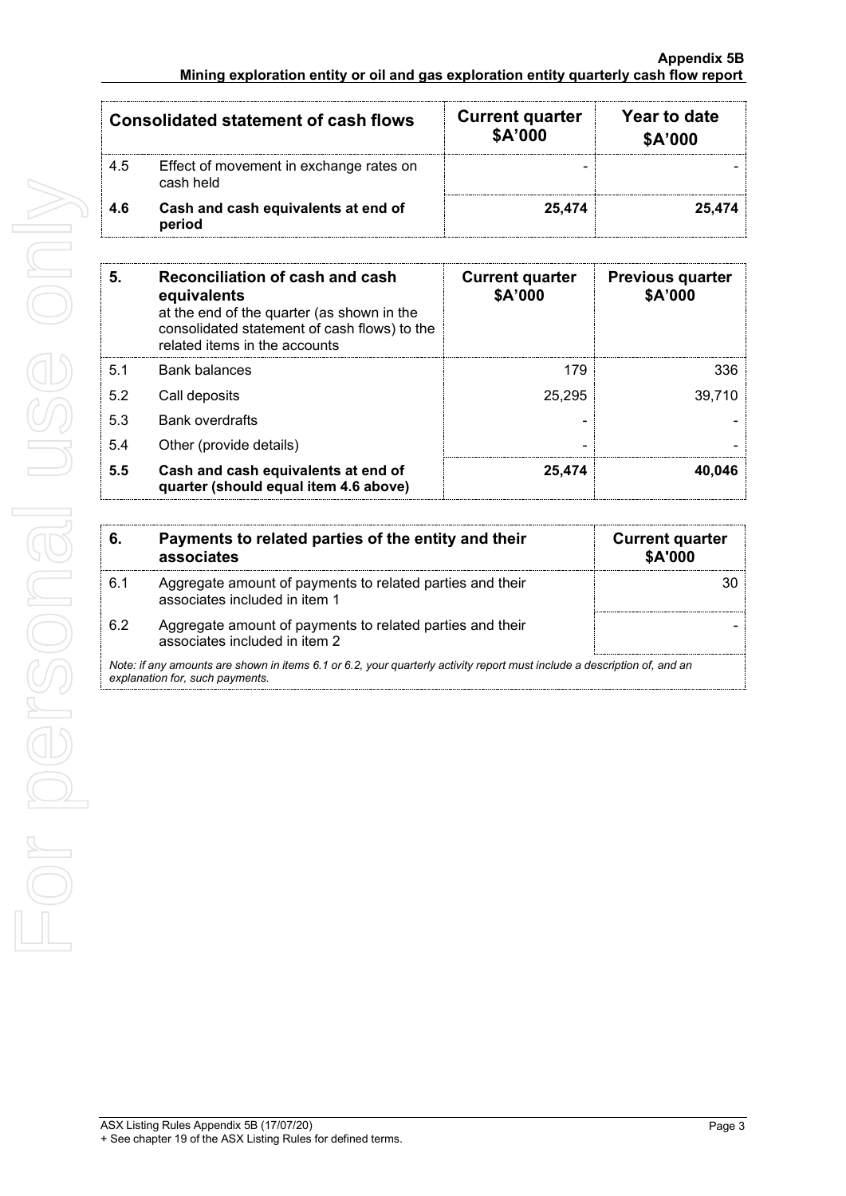| Consolidated statement of cash flows | | Current quarter $A'000 | Year to date $A'000 |
|---|---|---|---|
| 4.5 | Effect of movement in exchange rates on cash held | - | - |
| **4.6** | **Cash and cash equivalents at end of period** | **25,474** | **25,474** |

| 5. | **Reconciliation of cash and cash equivalents** at the end of the quarter (as shown in the consolidated statement of cash flows) to the related items in the accounts | Current quarter $A'000 | Previous quarter $A'000 |
|---|---|---|---|
| 5.1 | Bank balances | 179 | 336 |
| 5.2 | Call deposits | 25,295 | 39,710 |
| 5.3 | Bank overdrafts | - | - |
| 5.4 | Other (provide details) | - | - |
| **5.5** | **Cash and cash equivalents at end of quarter (should equal item 4.6 above)** | **25,474** | **40,046** |

| 6. | **Payments to related parties of the entity and their associates** | Current quarter $A'000 |
|---|---|---|
| 6.1 | Aggregate amount of payments to related parties and their associates included in item 1 | 30 |
| 6.2 | Aggregate amount of payments to related parties and their associates included in item 2 | - |

*Note: if any amounts are shown in items 6.1 or 6.2, your quarterly activity report must include a description of, and an explanation for, such payments.*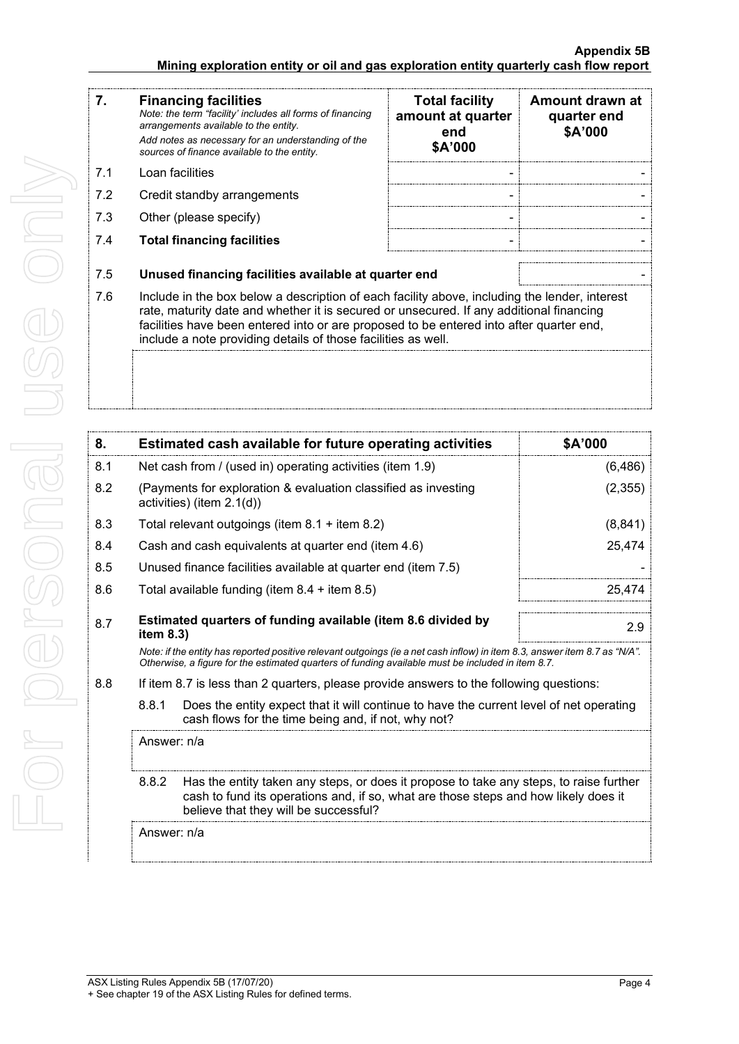| 7. | **Financing facilities** *Note: the term "facility' includes all forms of financing arrangements available to the entity.* *Add notes as necessary for an understanding of the sources of finance available to the entity.* | **Total facility amount at quarter end \$A'000** | **Amount drawn at quarter end \$A'000** |
|---|---|---|---|
| 7.1 | Loan facilities | - | - |
| 7.2 | Credit standby arrangements | - | - |
| 7.3 | Other (please specify) | - | - |
| 7.4 | **Total financing facilities** | - | - |

| | | |
|---|---|---|
| 7.5 | **Unused financing facilities available at quarter end** | - |
| 7.6 | Include in the box below a description of each facility above, including the lender, interest rate, maturity date and whether it is secured or unsecured. If any additional financing facilities have been entered into or are proposed to be entered into after quarter end, include a note providing details of those facilities as well. | |

| 8. | **Estimated cash available for future operating activities** | **\$A'000** |
|---|---|---|
| 8.1 | Net cash from / (used in) operating activities (item 1.9) | (6,486) |
| 8.2 | (Payments for exploration & evaluation classified as investing activities) (item 2.1(d)) | (2,355) |
| 8.3 | Total relevant outgoings (item 8.1 + item 8.2) | (8,841) |
| 8.4 | Cash and cash equivalents at quarter end (item 4.6) | 25,474 |
| 8.5 | Unused finance facilities available at quarter end (item 7.5) | - |
| 8.6 | Total available funding (item 8.4 + item 8.5) | 25,474 |
| 8.7 | **Estimated quarters of funding available (item 8.6 divided by item 8.3)** | 2.9 |

*Note: if the entity has reported positive relevant outgoings (ie a net cash inflow) in item 8.3, answer item 8.7 as "N/A". Otherwise, a figure for the estimated quarters of funding available must be included in item 8.7.*

8.8 If item 8.7 is less than 2 quarters, please provide answers to the following questions:

8.8.1 Does the entity expect that it will continue to have the current level of net operating cash flows for the time being and, if not, why not?

Answer: n/a

8.8.2 Has the entity taken any steps, or does it propose to take any steps, to raise further cash to fund its operations and, if so, what are those steps and how likely does it believe that they will be successful?

Answer: n/a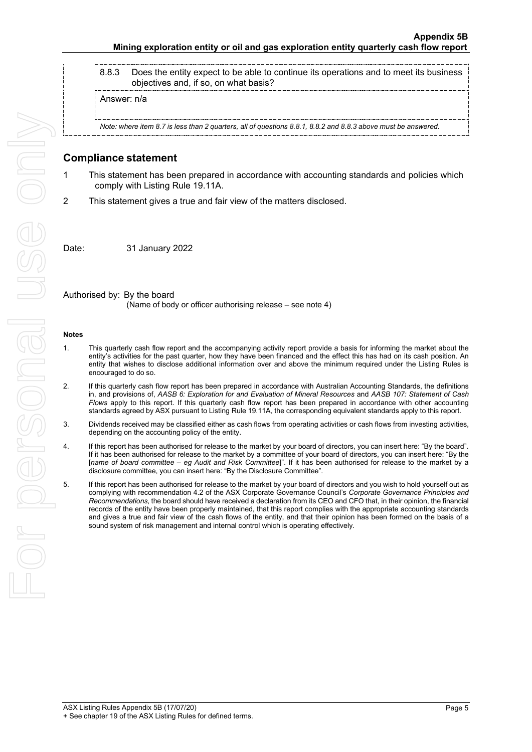8.8.3 Does the entity expect to be able to continue its operations and to meet its business objectives and, if so, on what basis?

Answer: n/a

*Note: where item 8.7 is less than 2 quarters, all of questions 8.8.1, 8.8.2 and 8.8.3 above must be answered.*

## Compliance statement

1. This statement has been prepared in accordance with accounting standards and policies which comply with Listing Rule 19.11A.
2. This statement gives a true and fair view of the matters disclosed.

Date: 31 January 2022

Authorised by: By the board
(Name of body or officer authorising release – see note 4)

#### Notes

1. This quarterly cash flow report and the accompanying activity report provide a basis for informing the market about the entity's activities for the past quarter, how they have been financed and the effect this has had on its cash position. An entity that wishes to disclose additional information over and above the minimum required under the Listing Rules is encouraged to do so.
2. If this quarterly cash flow report has been prepared in accordance with Australian Accounting Standards, the definitions in, and provisions of, *AASB 6: Exploration for and Evaluation of Mineral Resources* and *AASB 107: Statement of Cash Flows* apply to this report. If this quarterly cash flow report has been prepared in accordance with other accounting standards agreed by ASX pursuant to Listing Rule 19.11A, the corresponding equivalent standards apply to this report.
3. Dividends received may be classified either as cash flows from operating activities or cash flows from investing activities, depending on the accounting policy of the entity.
4. If this report has been authorised for release to the market by your board of directors, you can insert here: "By the board". If it has been authorised for release to the market by a committee of your board of directors, you can insert here: "By the [*name of board committee – eg Audit and Risk Committee*]". If it has been authorised for release to the market by a disclosure committee, you can insert here: "By the Disclosure Committee".
5. If this report has been authorised for release to the market by your board of directors and you wish to hold yourself out as complying with recommendation 4.2 of the ASX Corporate Governance Council's *Corporate Governance Principles and Recommendations*, the board should have received a declaration from its CEO and CFO that, in their opinion, the financial records of the entity have been properly maintained, that this report complies with the appropriate accounting standards and gives a true and fair view of the cash flows of the entity, and that their opinion has been formed on the basis of a sound system of risk management and internal control which is operating effectively.